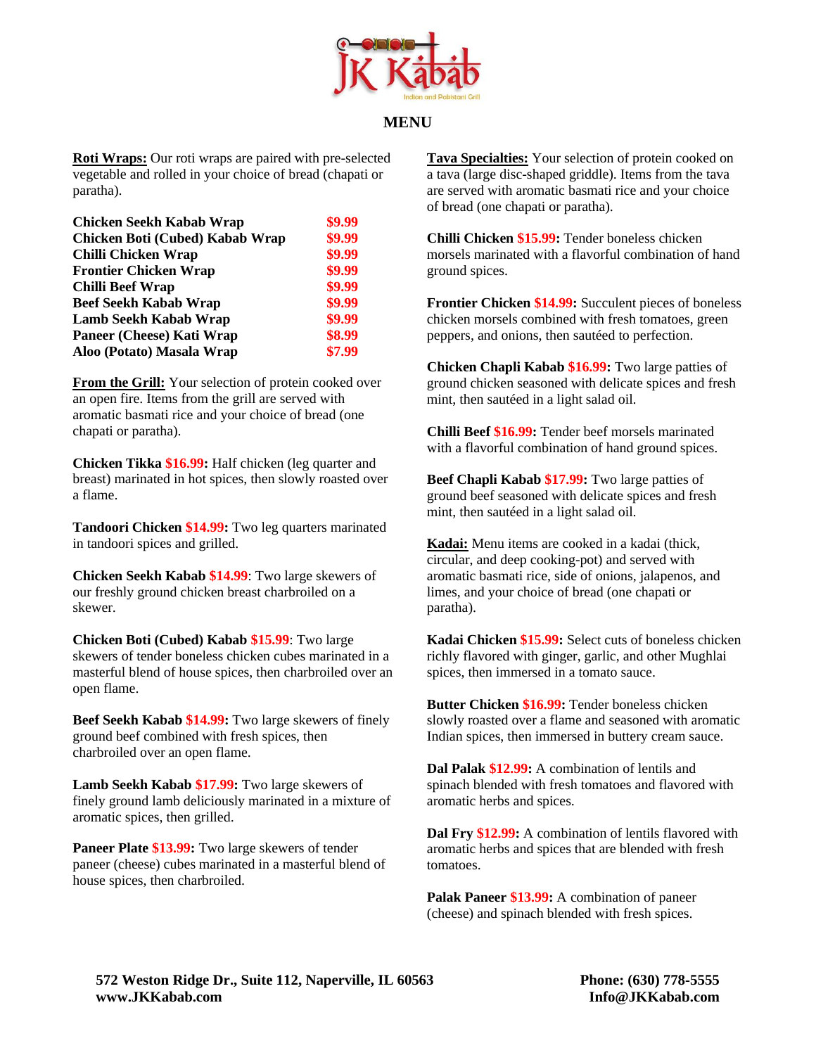# JK Kabab

Indian and Pakistani Grill

## MENU

**Roti Wraps:** Our roti wraps are paired with pre-selected vegetable and rolled in your choice of bread (chapati or paratha).

| | |
|---|---|
| **Chicken Seekh Kabab Wrap** | **$9.99** |
| **Chicken Boti (Cubed) Kabab Wrap** | **$9.99** |
| **Chilli Chicken Wrap** | **$9.99** |
| **Frontier Chicken Wrap** | **$9.99** |
| **Chilli Beef Wrap** | **$9.99** |
| **Beef Seekh Kabab Wrap** | **$9.99** |
| **Lamb Seekh Kabab Wrap** | **$9.99** |
| **Paneer (Cheese) Kati Wrap** | **$8.99** |
| **Aloo (Potato) Masala Wrap** | **$7.99** |

**From the Grill:** Your selection of protein cooked over an open fire. Items from the grill are served with aromatic basmati rice and your choice of bread (one chapati or paratha).

**Chicken Tikka $16.99:** Half chicken (leg quarter and breast) marinated in hot spices, then slowly roasted over a flame.

**Tandoori Chicken $14.99:** Two leg quarters marinated in tandoori spices and grilled.

**Chicken Seekh Kabab $14.99**: Two large skewers of our freshly ground chicken breast charbroiled on a skewer.

**Chicken Boti (Cubed) Kabab $15.99**: Two large skewers of tender boneless chicken cubes marinated in a masterful blend of house spices, then charbroiled over an open flame.

**Beef Seekh Kabab $14.99:** Two large skewers of finely ground beef combined with fresh spices, then charbroiled over an open flame.

**Lamb Seekh Kabab $17.99:** Two large skewers of finely ground lamb deliciously marinated in a mixture of aromatic spices, then grilled.

**Paneer Plate $13.99:** Two large skewers of tender paneer (cheese) cubes marinated in a masterful blend of house spices, then charbroiled.

**Tava Specialties:** Your selection of protein cooked on a tava (large disc-shaped griddle). Items from the tava are served with aromatic basmati rice and your choice of bread (one chapati or paratha).

**Chilli Chicken $15.99:** Tender boneless chicken morsels marinated with a flavorful combination of hand ground spices.

**Frontier Chicken $14.99:** Succulent pieces of boneless chicken morsels combined with fresh tomatoes, green peppers, and onions, then sautéed to perfection.

**Chicken Chapli Kabab $16.99:** Two large patties of ground chicken seasoned with delicate spices and fresh mint, then sautéed in a light salad oil.

**Chilli Beef $16.99:** Tender beef morsels marinated with a flavorful combination of hand ground spices.

**Beef Chapli Kabab $17.99:** Two large patties of ground beef seasoned with delicate spices and fresh mint, then sautéed in a light salad oil.

**Kadai:** Menu items are cooked in a kadai (thick, circular, and deep cooking-pot) and served with aromatic basmati rice, side of onions, jalapenos, and limes, and your choice of bread (one chapati or paratha).

**Kadai Chicken $15.99:** Select cuts of boneless chicken richly flavored with ginger, garlic, and other Mughlai spices, then immersed in a tomato sauce.

**Butter Chicken $16.99:** Tender boneless chicken slowly roasted over a flame and seasoned with aromatic Indian spices, then immersed in buttery cream sauce.

**Dal Palak $12.99:** A combination of lentils and spinach blended with fresh tomatoes and flavored with aromatic herbs and spices.

**Dal Fry $12.99:** A combination of lentils flavored with aromatic herbs and spices that are blended with fresh tomatoes.

**Palak Paneer $13.99:** A combination of paneer (cheese) and spinach blended with fresh spices.

**572 Weston Ridge Dr., Suite 112, Naperville, IL 60563**
**www.JKKabab.com**

**Phone: (630) 778-5555**
**Info@JKKabab.com**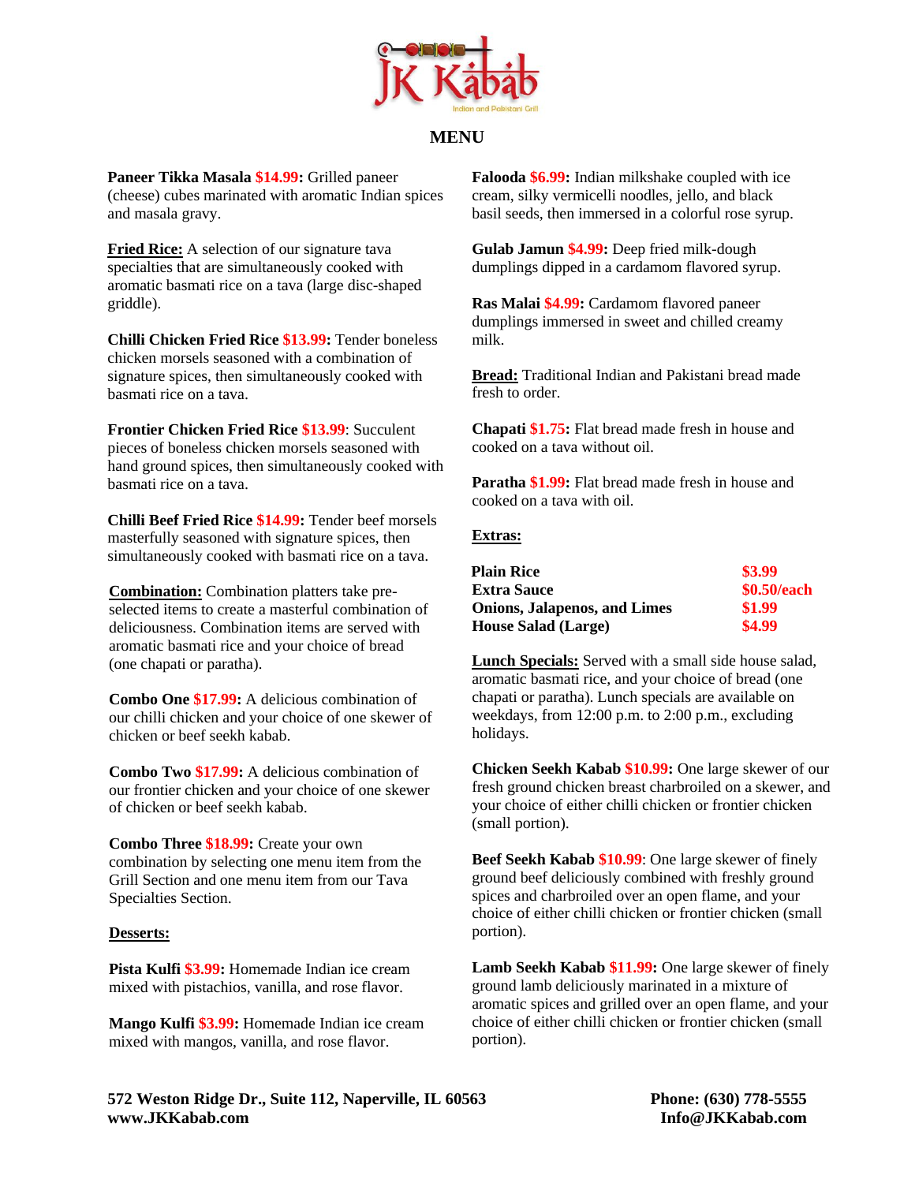# MENU

**Paneer Tikka Masala $14.99:** Grilled paneer (cheese) cubes marinated with aromatic Indian spices and masala gravy.

**Fried Rice:** A selection of our signature tava specialties that are simultaneously cooked with aromatic basmati rice on a tava (large disc-shaped griddle).

**Chilli Chicken Fried Rice $13.99:** Tender boneless chicken morsels seasoned with a combination of signature spices, then simultaneously cooked with basmati rice on a tava.

**Frontier Chicken Fried Rice $13.99**: Succulent pieces of boneless chicken morsels seasoned with hand ground spices, then simultaneously cooked with basmati rice on a tava.

**Chilli Beef Fried Rice $14.99:** Tender beef morsels masterfully seasoned with signature spices, then simultaneously cooked with basmati rice on a tava.

**Combination:** Combination platters take pre-selected items to create a masterful combination of deliciousness. Combination items are served with aromatic basmati rice and your choice of bread (one chapati or paratha).

**Combo One $17.99:** A delicious combination of our chilli chicken and your choice of one skewer of chicken or beef seekh kabab.

**Combo Two $17.99:** A delicious combination of our frontier chicken and your choice of one skewer of chicken or beef seekh kabab.

**Combo Three $18.99:** Create your own combination by selecting one menu item from the Grill Section and one menu item from our Tava Specialties Section.

**Desserts:**

**Pista Kulfi $3.99:** Homemade Indian ice cream mixed with pistachios, vanilla, and rose flavor.

**Mango Kulfi $3.99:** Homemade Indian ice cream mixed with mangos, vanilla, and rose flavor.

**Falooda $6.99:** Indian milkshake coupled with ice cream, silky vermicelli noodles, jello, and black basil seeds, then immersed in a colorful rose syrup.

**Gulab Jamun $4.99:** Deep fried milk-dough dumplings dipped in a cardamom flavored syrup.

**Ras Malai $4.99:** Cardamom flavored paneer dumplings immersed in sweet and chilled creamy milk.

**Bread:** Traditional Indian and Pakistani bread made fresh to order.

**Chapati $1.75:** Flat bread made fresh in house and cooked on a tava without oil.

**Paratha $1.99:** Flat bread made fresh in house and cooked on a tava with oil.

**Extras:**

| | |
|---|---|
| **Plain Rice** | $3.99 |
| **Extra Sauce** | $0.50/each |
| **Onions, Jalapenos, and Limes** | $1.99 |
| **House Salad (Large)** | $4.99 |

**Lunch Specials:** Served with a small side house salad, aromatic basmati rice, and your choice of bread (one chapati or paratha). Lunch specials are available on weekdays, from 12:00 p.m. to 2:00 p.m., excluding holidays.

**Chicken Seekh Kabab $10.99:** One large skewer of our fresh ground chicken breast charbroiled on a skewer, and your choice of either chilli chicken or frontier chicken (small portion).

**Beef Seekh Kabab $10.99**: One large skewer of finely ground beef deliciously combined with freshly ground spices and charbroiled over an open flame, and your choice of either chilli chicken or frontier chicken (small portion).

**Lamb Seekh Kabab $11.99:** One large skewer of finely ground lamb deliciously marinated in a mixture of aromatic spices and grilled over an open flame, and your choice of either chilli chicken or frontier chicken (small portion).

**572 Weston Ridge Dr., Suite 112, Naperville, IL 60563**
**www.JKKabab.com**

**Phone: (630) 778-5555**
**Info@JKKabab.com**